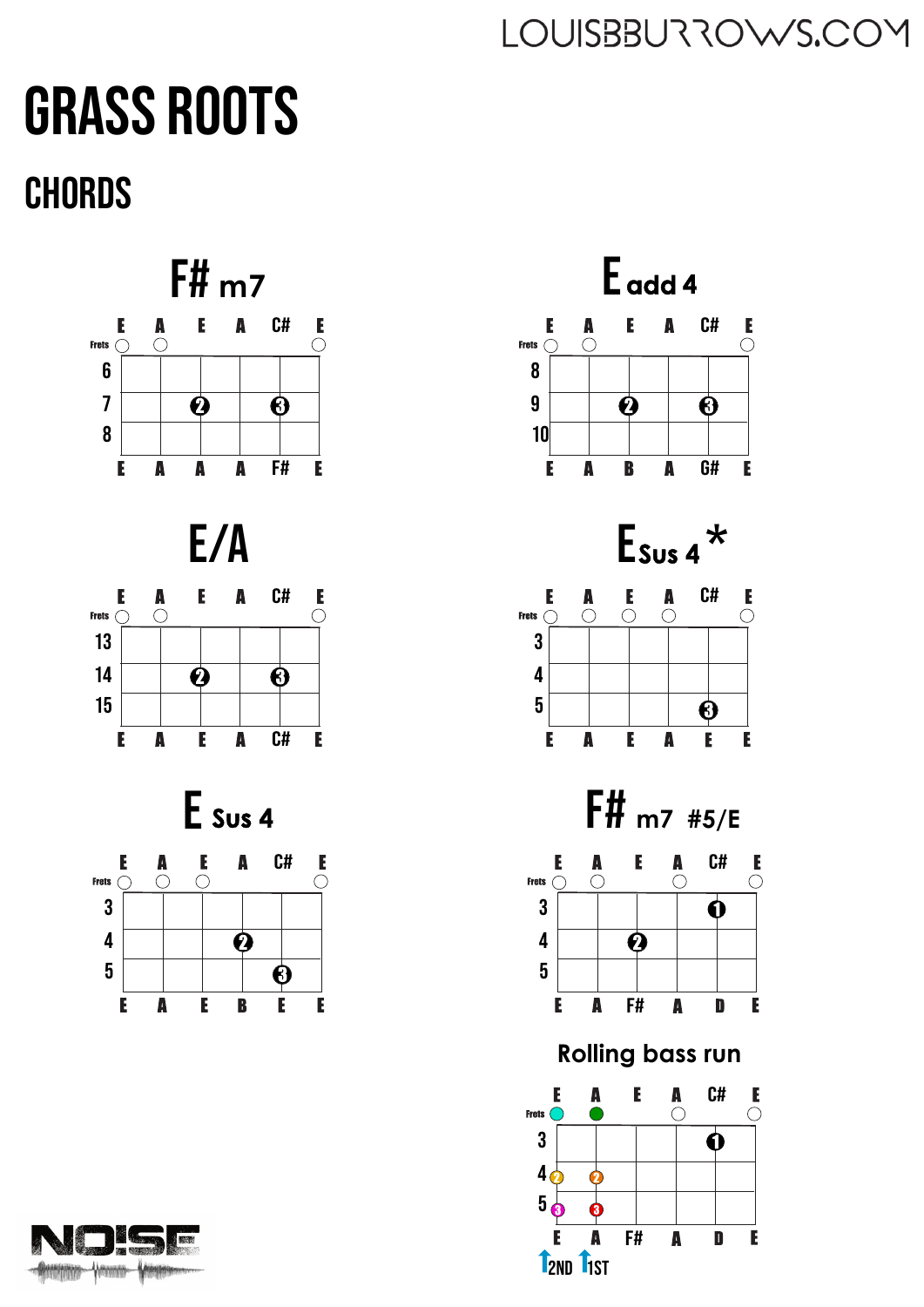# GRASS ROOTS

## CHORDS

### F# m7

Strings: E A E A C# E

Frets: 6, 7, 8

Notes: E A A A F# E

### E add 4

Strings: E A E A C# E

Frets: 8, 9, 10

Notes: E A B A G# E

### E/A

Strings: E A E A C# E

Frets: 13, 14, 15

Notes: E A E A C# E

### E Sus 4 *

Strings: E A E A C# E

Frets: 3, 4, 5

Notes: E A E A E E

### E Sus 4

Strings: E A E A C# E

Frets: 3, 4, 5

Notes: E A E B E E

### F# m7 #5/E

Strings: E A E A C# E

Frets: 3, 4, 5

Notes: E A F# A D E

### Rolling bass run

Strings: E A E A C# E

Frets: 3, 4, 5

Notes: E A F# A D E

2ND 1ST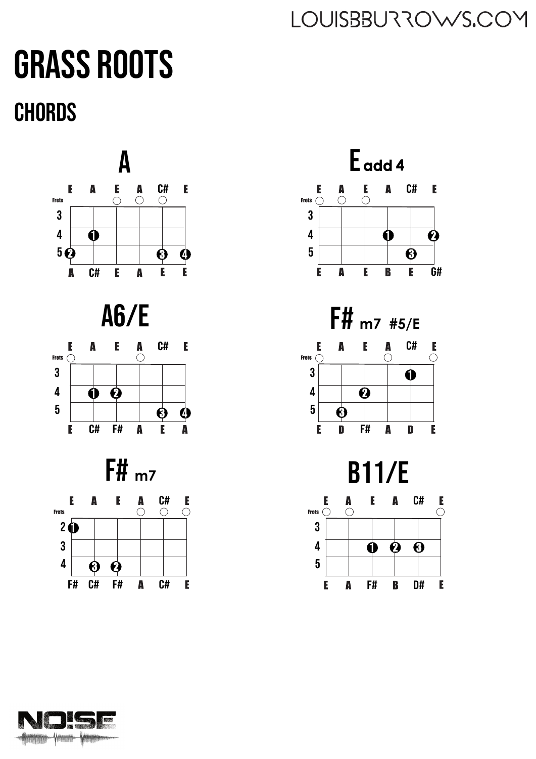# GRASS ROOTS

## CHORDS

### A

| | E | A | E | A | C# | E |
|---|---|---|---|---|---|---|
| Frets | | | ○ | ○ | ○ | |
| 3 | | | | | | |
| 4 | | 1 | | | | |
| 5 | 2 | | | | 3 | 4 |
| | A | C# | E | A | E | E |

### E add 4

| | E | A | E | A | C# | E |
|---|---|---|---|---|---|---|
| Frets | ○ | ○ | ○ | | | |
| 3 | | | | | | |
| 4 | | | | 1 | | 2 |
| 5 | | | | | 3 | |
| | E | A | E | B | E | G# |

### A6/E

| | E | A | E | A | C# | E |
|---|---|---|---|---|---|---|
| Frets | ○ | | | ○ | | |
| 3 | | | | | | |
| 4 | | 1 | 2 | | | |
| 5 | | | | | 3 | 4 |
| | E | C# | F# | A | E | A |

### F# m7 #5/E

| | E | A | E | A | C# | E |
|---|---|---|---|---|---|---|
| Frets | ○ | | | ○ | | ○ |
| 3 | | | | | 1 | |
| 4 | | | 2 | | | |
| 5 | | 3 | | | | |
| | E | D | F# | A | D | E |

### F# m7

| | E | A | E | A | C# | E |
|---|---|---|---|---|---|---|
| Frets | | | | ○ | ○ | ○ |
| 2 | 1 | | | | | |
| 3 | | | | | | |
| 4 | | 3 | 2 | | | |
| | F# | C# | F# | A | C# | E |

### B11/E

| | E | A | E | A | C# | E |
|---|---|---|---|---|---|---|
| Frets | ○ | ○ | | | | ○ |
| 3 | | | | | | |
| 4 | | | 1 | 2 | 3 | |
| 5 | | | | | | |
| | E | A | F# | B | D# | E |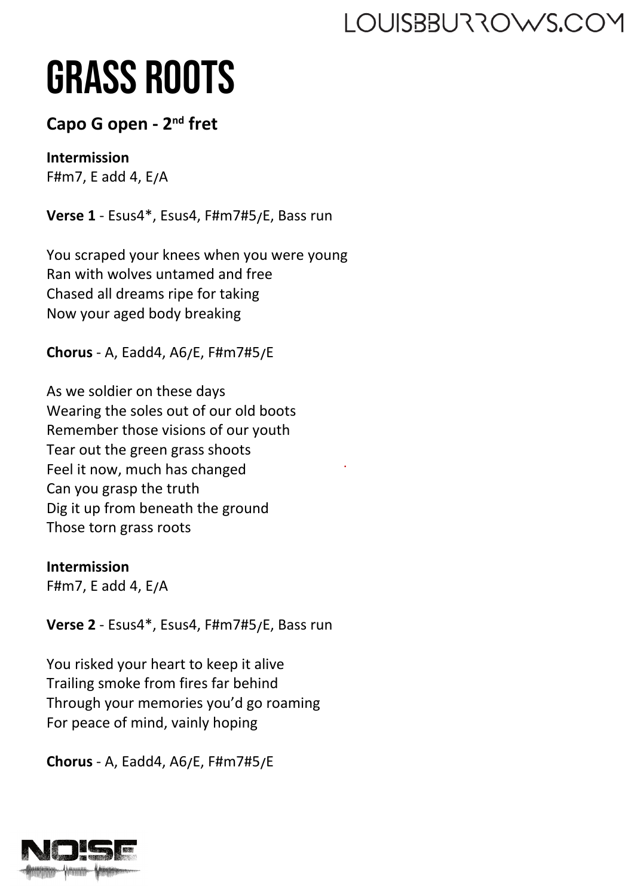# GRASS ROOTS

**Capo G open - 2nd fret**

**Intermission**
F#m7, E add 4, E/A

**Verse 1** - Esus4*, Esus4, F#m7#5/E, Bass run

You scraped your knees when you were young
Ran with wolves untamed and free
Chased all dreams ripe for taking
Now your aged body breaking

**Chorus** - A, Eadd4, A6/E, F#m7#5/E

As we soldier on these days
Wearing the soles out of our old boots
Remember those visions of our youth
Tear out the green grass shoots
Feel it now, much has changed
Can you grasp the truth
Dig it up from beneath the ground
Those torn grass roots

**Intermission**
F#m7, E add 4, E/A

**Verse 2** - Esus4*, Esus4, F#m7#5/E, Bass run

You risked your heart to keep it alive
Trailing smoke from fires far behind
Through your memories you'd go roaming
For peace of mind, vainly hoping

**Chorus** - A, Eadd4, A6/E, F#m7#5/E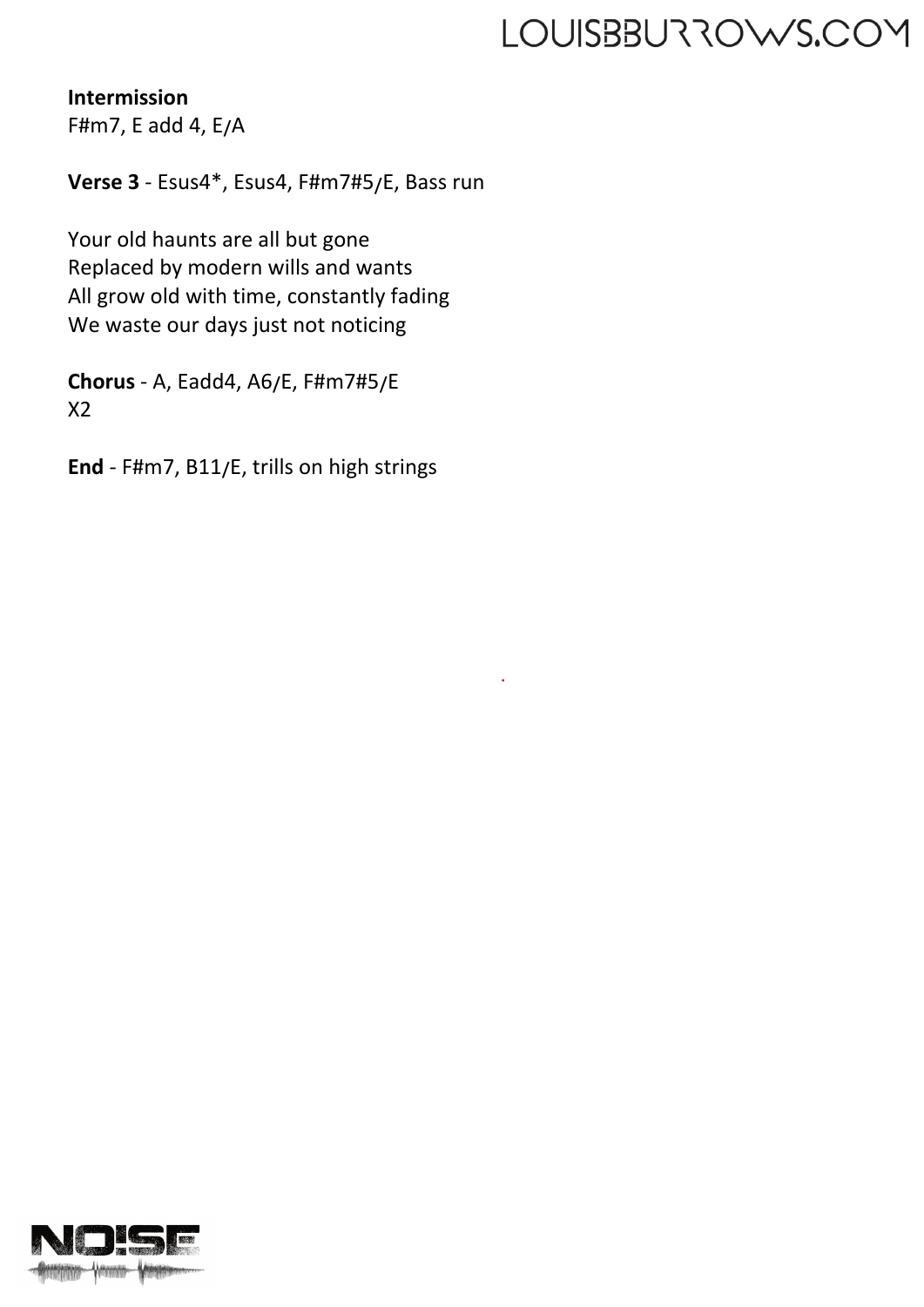**Intermission**
F#m7, E add 4, E/A

**Verse 3** - Esus4*, Esus4, F#m7#5/E, Bass run

Your old haunts are all but gone
Replaced by modern wills and wants
All grow old with time, constantly fading
We waste our days just not noticing

**Chorus** - A, Eadd4, A6/E, F#m7#5/E
X2

**End** - F#m7, B11/E, trills on high strings